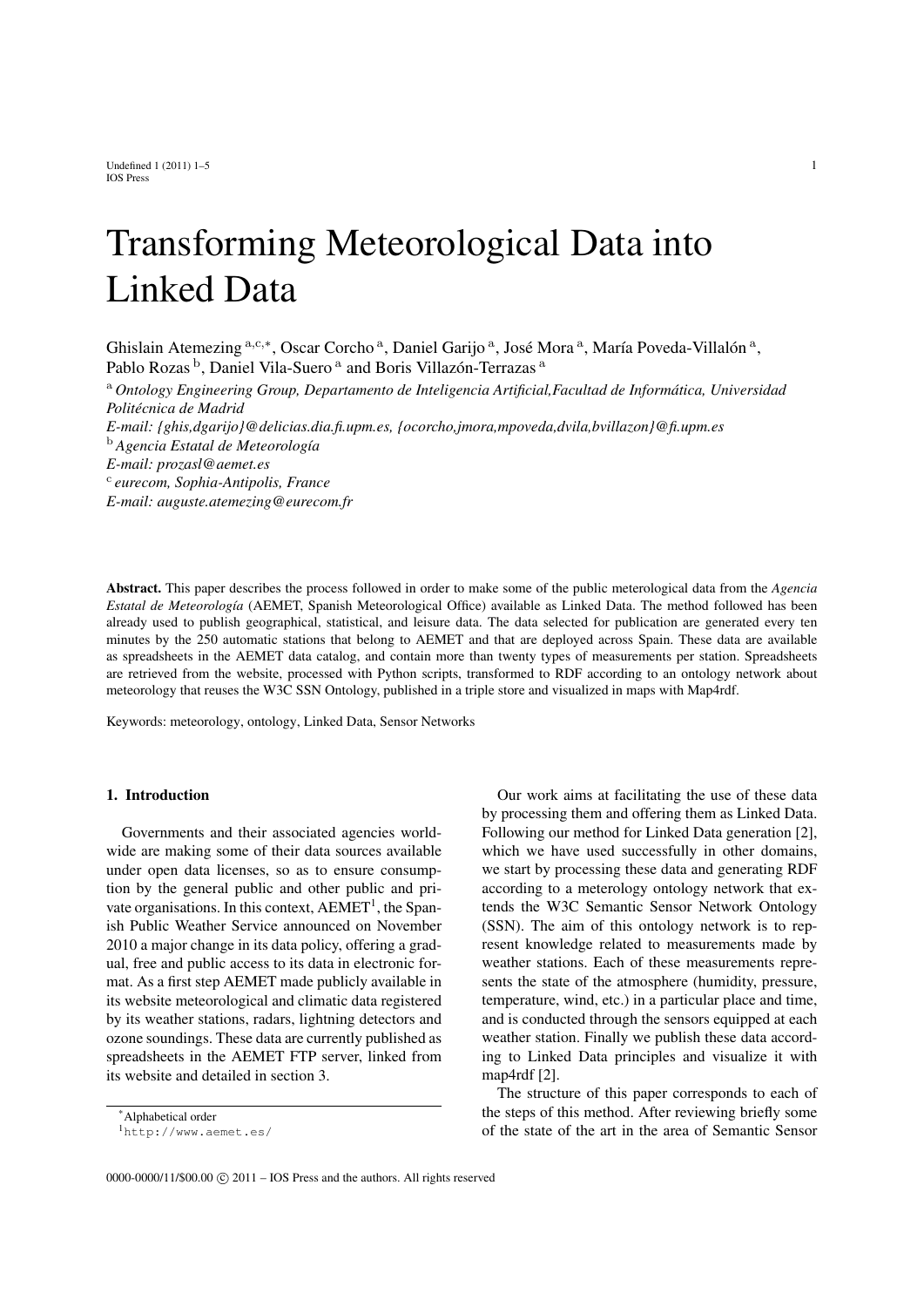# Transforming Meteorological Data into Linked Data

Ghislain Atemezing [a,c,*], Oscar Corcho [a], Daniel Garijo [a], José Mora [a], María Poveda-Villalón [a], Pablo Rozas [b], Daniel Vila-Suero [a] and Boris Villazón-Terrazas [a]

[a] *Ontology Engineering Group, Departamento de Inteligencia Artificial,Facultad de Informática, Universidad Politécnica de Madrid*
*E-mail: {ghis,dgarijo}@delicias.dia.fi.upm.es, {ocorcho,jmora,mpoveda,dvila,bvillazon}@fi.upm.es*
[b] *Agencia Estatal de Meteorología*
*E-mail: prozasl@aemet.es*
[c] *eurecom, Sophia-Antipolis, France*
*E-mail: auguste.atemezing@eurecom.fr*

**Abstract.** This paper describes the process followed in order to make some of the public meterological data from the *Agencia Estatal de Meteorología* (AEMET, Spanish Meteorological Office) available as Linked Data. The method followed has been already used to publish geographical, statistical, and leisure data. The data selected for publication are generated every ten minutes by the 250 automatic stations that belong to AEMET and that are deployed across Spain. These data are available as spreadsheets in the AEMET data catalog, and contain more than twenty types of measurements per station. Spreadsheets are retrieved from the website, processed with Python scripts, transformed to RDF according to an ontology network about meteorology that reuses the W3C SSN Ontology, published in a triple store and visualized in maps with Map4rdf.

Keywords: meteorology, ontology, Linked Data, Sensor Networks

## 1. Introduction

Governments and their associated agencies worldwide are making some of their data sources available under open data licenses, so as to ensure consumption by the general public and other public and private organisations. In this context, AEMET[1], the Spanish Public Weather Service announced on November 2010 a major change in its data policy, offering a gradual, free and public access to its data in electronic format. As a first step AEMET made publicly available in its website meteorological and climatic data registered by its weather stations, radars, lightning detectors and ozone soundings. These data are currently published as spreadsheets in the AEMET FTP server, linked from its website and detailed in section 3.

Our work aims at facilitating the use of these data by processing them and offering them as Linked Data. Following our method for Linked Data generation [2], which we have used successfully in other domains, we start by processing these data and generating RDF according to a meterology ontology network that extends the W3C Semantic Sensor Network Ontology (SSN). The aim of this ontology network is to represent knowledge related to measurements made by weather stations. Each of these measurements represents the state of the atmosphere (humidity, pressure, temperature, wind, etc.) in a particular place and time, and is conducted through the sensors equipped at each weather station. Finally we publish these data according to Linked Data principles and visualize it with map4rdf [2].

The structure of this paper corresponds to each of the steps of this method. After reviewing briefly some of the state of the art in the area of Semantic Sensor

*Alphabetical order

[1] http://www.aemet.es/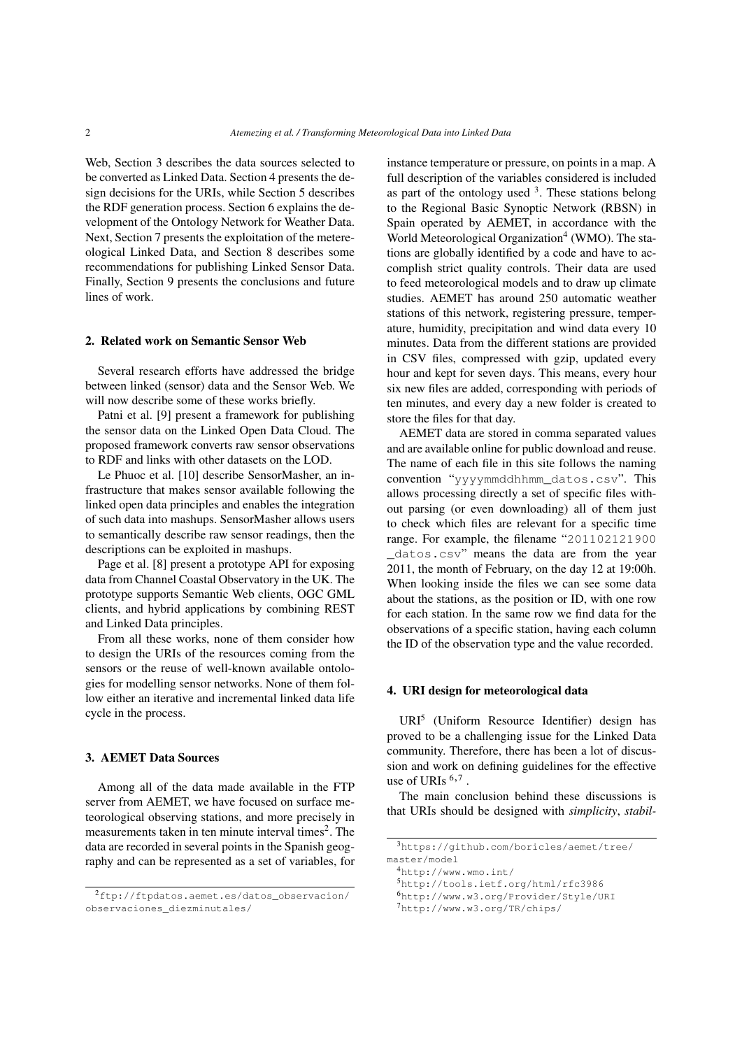Web, Section 3 describes the data sources selected to be converted as Linked Data. Section 4 presents the design decisions for the URIs, while Section 5 describes the RDF generation process. Section 6 explains the development of the Ontology Network for Weather Data. Next, Section 7 presents the exploitation of the metereological Linked Data, and Section 8 describes some recommendations for publishing Linked Sensor Data. Finally, Section 9 presents the conclusions and future lines of work.

## 2. Related work on Semantic Sensor Web

Several research efforts have addressed the bridge between linked (sensor) data and the Sensor Web. We will now describe some of these works briefly.

Patni et al. [9] present a framework for publishing the sensor data on the Linked Open Data Cloud. The proposed framework converts raw sensor observations to RDF and links with other datasets on the LOD.

Le Phuoc et al. [10] describe SensorMasher, an infrastructure that makes sensor available following the linked open data principles and enables the integration of such data into mashups. SensorMasher allows users to semantically describe raw sensor readings, then the descriptions can be exploited in mashups.

Page et al. [8] present a prototype API for exposing data from Channel Coastal Observatory in the UK. The prototype supports Semantic Web clients, OGC GML clients, and hybrid applications by combining REST and Linked Data principles.

From all these works, none of them consider how to design the URIs of the resources coming from the sensors or the reuse of well-known available ontologies for modelling sensor networks. None of them follow either an iterative and incremental linked data life cycle in the process.

## 3. AEMET Data Sources

Among all of the data made available in the FTP server from AEMET, we have focused on surface meteorological observing stations, and more precisely in measurements taken in ten minute interval times[2]. The data are recorded in several points in the Spanish geography and can be represented as a set of variables, for instance temperature or pressure, on points in a map. A full description of the variables considered is included as part of the ontology used [3]. These stations belong to the Regional Basic Synoptic Network (RBSN) in Spain operated by AEMET, in accordance with the World Meteorological Organization[4] (WMO). The stations are globally identified by a code and have to accomplish strict quality controls. Their data are used to feed meteorological models and to draw up climate studies. AEMET has around 250 automatic weather stations of this network, registering pressure, temperature, humidity, precipitation and wind data every 10 minutes. Data from the different stations are provided in CSV files, compressed with gzip, updated every hour and kept for seven days. This means, every hour six new files are added, corresponding with periods of ten minutes, and every day a new folder is created to store the files for that day.

AEMET data are stored in comma separated values and are available online for public download and reuse. The name of each file in this site follows the naming convention "`yyyymmddhhmm_datos.csv`". This allows processing directly a set of specific files without parsing (or even downloading) all of them just to check which files are relevant for a specific time range. For example, the filename "`201102121900_datos.csv`" means the data are from the year 2011, the month of February, on the day 12 at 19:00h. When looking inside the files we can see some data about the stations, as the position or ID, with one row for each station. In the same row we find data for the observations of a specific station, having each column the ID of the observation type and the value recorded.

## 4. URI design for meteorological data

URI[5] (Uniform Resource Identifier) design has proved to be a challenging issue for the Linked Data community. Therefore, there has been a lot of discussion and work on defining guidelines for the effective use of URIs [6,7].

The main conclusion behind these discussions is that URIs should be designed with *simplicity*, *stabil-*

---

[2] ftp://ftpdatos.aemet.es/datos_observacion/observaciones_diezminutales/

[3] https://github.com/boricles/aemet/tree/master/model

[4] http://www.wmo.int/

[5] http://tools.ietf.org/html/rfc3986

[6] http://www.w3.org/Provider/Style/URI

[7] http://www.w3.org/TR/chips/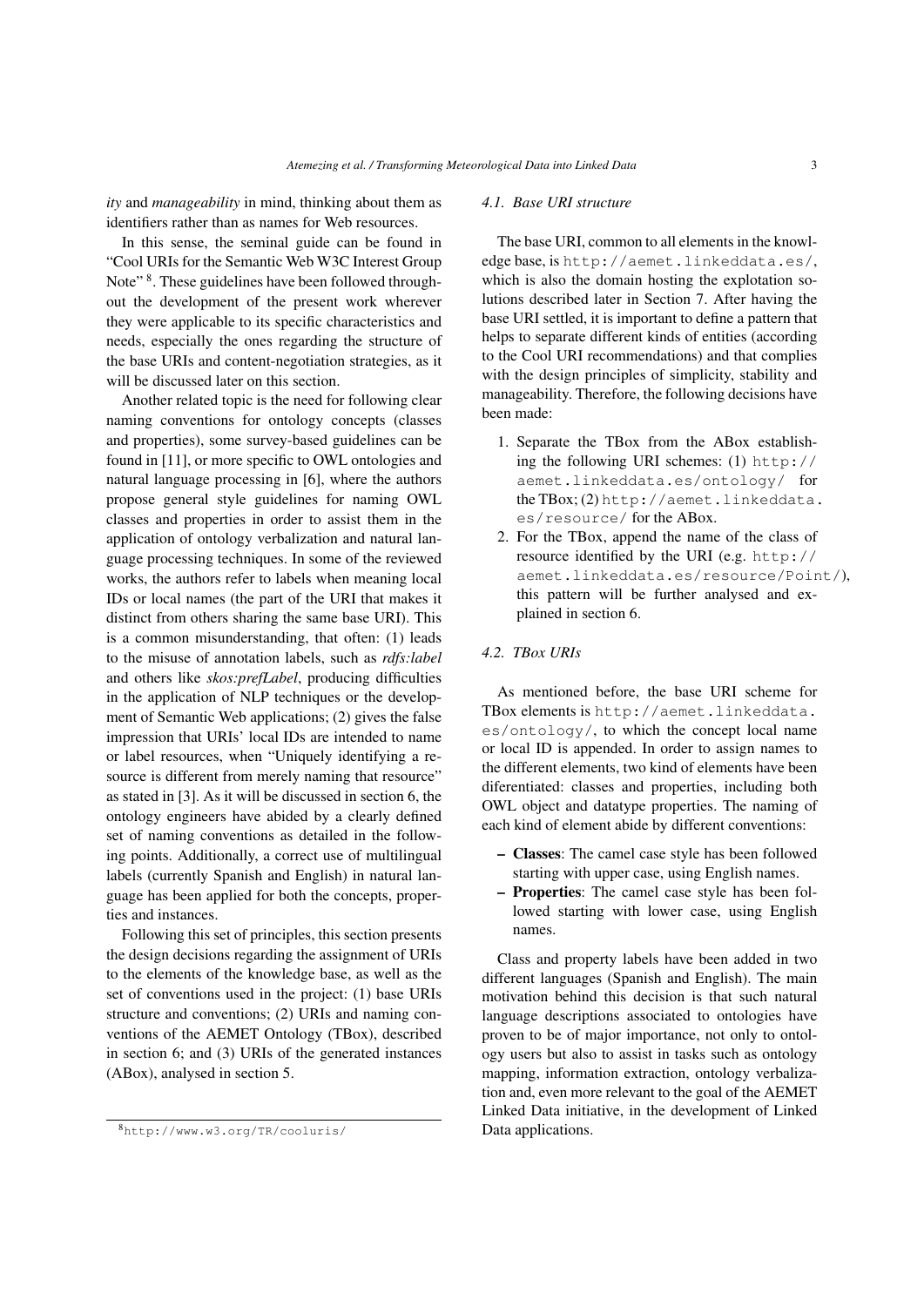*ity* and *manageability* in mind, thinking about them as identifiers rather than as names for Web resources.

In this sense, the seminal guide can be found in "Cool URIs for the Semantic Web W3C Interest Group Note" [8]. These guidelines have been followed throughout the development of the present work wherever they were applicable to its specific characteristics and needs, especially the ones regarding the structure of the base URIs and content-negotiation strategies, as it will be discussed later on this section.

Another related topic is the need for following clear naming conventions for ontology concepts (classes and properties), some survey-based guidelines can be found in [11], or more specific to OWL ontologies and natural language processing in [6], where the authors propose general style guidelines for naming OWL classes and properties in order to assist them in the application of ontology verbalization and natural language processing techniques. In some of the reviewed works, the authors refer to labels when meaning local IDs or local names (the part of the URI that makes it distinct from others sharing the same base URI). This is a common misunderstanding, that often: (1) leads to the misuse of annotation labels, such as *rdfs:label* and others like *skos:prefLabel*, producing difficulties in the application of NLP techniques or the development of Semantic Web applications; (2) gives the false impression that URIs' local IDs are intended to name or label resources, when "Uniquely identifying a resource is different from merely naming that resource" as stated in [3]. As it will be discussed in section 6, the ontology engineers have abided by a clearly defined set of naming conventions as detailed in the following points. Additionally, a correct use of multilingual labels (currently Spanish and English) in natural language has been applied for both the concepts, properties and instances.

Following this set of principles, this section presents the design decisions regarding the assignment of URIs to the elements of the knowledge base, as well as the set of conventions used in the project: (1) base URIs structure and conventions; (2) URIs and naming conventions of the AEMET Ontology (TBox), described in section 6; and (3) URIs of the generated instances (ABox), analysed in section 5.

[8] `http://www.w3.org/TR/cooluris/`

### 4.1. Base URI structure

The base URI, common to all elements in the knowledge base, is `http://aemet.linkeddata.es/`, which is also the domain hosting the explotation solutions described later in Section 7. After having the base URI settled, it is important to define a pattern that helps to separate different kinds of entities (according to the Cool URI recommendations) and that complies with the design principles of simplicity, stability and manageability. Therefore, the following decisions have been made:

1. Separate the TBox from the ABox establishing the following URI schemes: (1) `http://aemet.linkeddata.es/ontology/` for the TBox; (2) `http://aemet.linkeddata.es/resource/` for the ABox.
2. For the TBox, append the name of the class of resource identified by the URI (e.g. `http://aemet.linkeddata.es/resource/Point/`), this pattern will be further analysed and explained in section 6.

### 4.2. TBox URIs

As mentioned before, the base URI scheme for TBox elements is `http://aemet.linkeddata.es/ontology/`, to which the concept local name or local ID is appended. In order to assign names to the different elements, two kind of elements have been diferentiated: classes and properties, including both OWL object and datatype properties. The naming of each kind of element abide by different conventions:

- **Classes**: The camel case style has been followed starting with upper case, using English names.
- **Properties**: The camel case style has been followed starting with lower case, using English names.

Class and property labels have been added in two different languages (Spanish and English). The main motivation behind this decision is that such natural language descriptions associated to ontologies have proven to be of major importance, not only to ontology users but also to assist in tasks such as ontology mapping, information extraction, ontology verbalization and, even more relevant to the goal of the AEMET Linked Data initiative, in the development of Linked Data applications.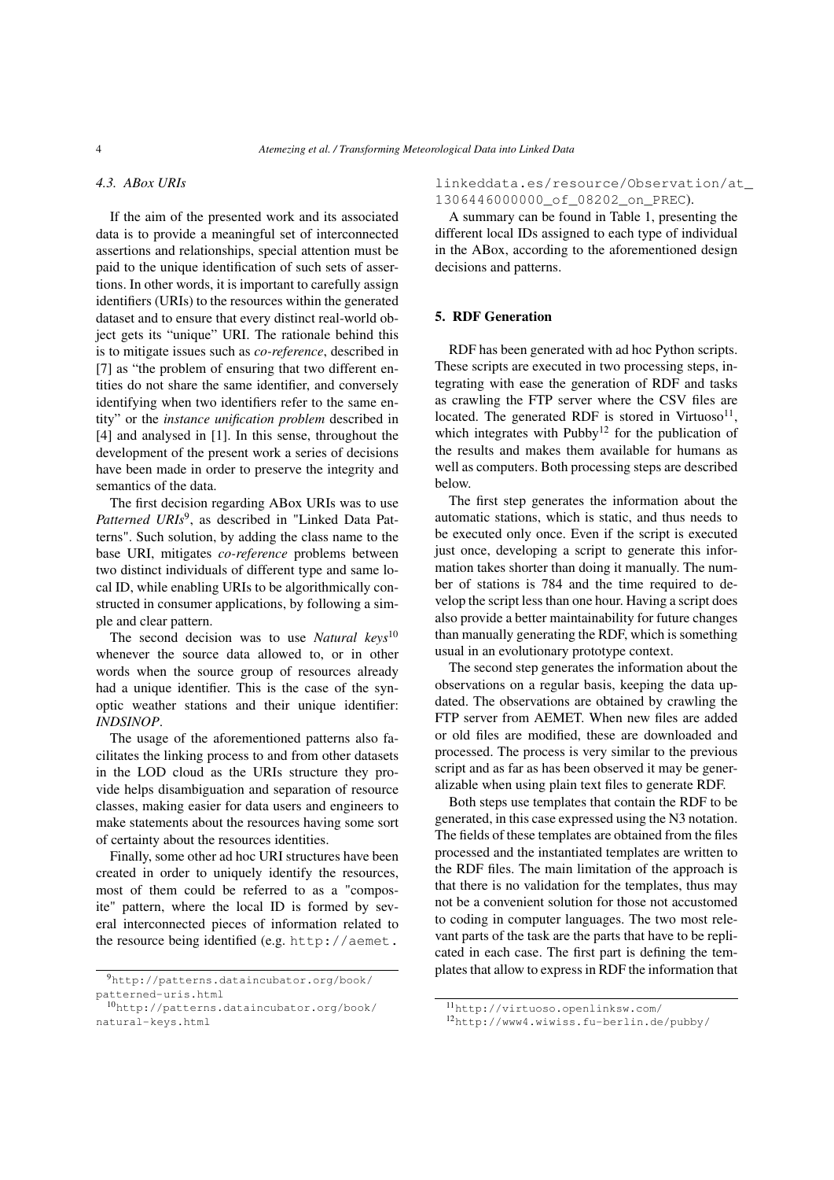### 4.3. ABox URIs

If the aim of the presented work and its associated data is to provide a meaningful set of interconnected assertions and relationships, special attention must be paid to the unique identification of such sets of assertions. In other words, it is important to carefully assign identifiers (URIs) to the resources within the generated dataset and to ensure that every distinct real-world object gets its "unique" URI. The rationale behind this is to mitigate issues such as *co-reference*, described in [7] as "the problem of ensuring that two different entities do not share the same identifier, and conversely identifying when two identifiers refer to the same entity" or the *instance unification problem* described in [4] and analysed in [1]. In this sense, throughout the development of the present work a series of decisions have been made in order to preserve the integrity and semantics of the data.

The first decision regarding ABox URIs was to use *Patterned URIs*[9], as described in "Linked Data Patterns". Such solution, by adding the class name to the base URI, mitigates *co-reference* problems between two distinct individuals of different type and same local ID, while enabling URIs to be algorithmically constructed in consumer applications, by following a simple and clear pattern.

The second decision was to use *Natural keys*[10] whenever the source data allowed to, or in other words when the source group of resources already had a unique identifier. This is the case of the synoptic weather stations and their unique identifier: *INDSINOP*.

The usage of the aforementioned patterns also facilitates the linking process to and from other datasets in the LOD cloud as the URIs structure they provide helps disambiguation and separation of resource classes, making easier for data users and engineers to make statements about the resources having some sort of certainty about the resources identities.

Finally, some other ad hoc URI structures have been created in order to uniquely identify the resources, most of them could be referred to as a "composite" pattern, where the local ID is formed by several interconnected pieces of information related to the resource being identified (e.g. `http://aemet.linkeddata.es/resource/Observation/at_1306446000000_of_08202_on_PREC`).

A summary can be found in Table 1, presenting the different local IDs assigned to each type of individual in the ABox, according to the aforementioned design decisions and patterns.

## 5. RDF Generation

RDF has been generated with ad hoc Python scripts. These scripts are executed in two processing steps, integrating with ease the generation of RDF and tasks as crawling the FTP server where the CSV files are located. The generated RDF is stored in Virtuoso[11], which integrates with Pubby[12] for the publication of the results and makes them available for humans as well as computers. Both processing steps are described below.

The first step generates the information about the automatic stations, which is static, and thus needs to be executed only once. Even if the script is executed just once, developing a script to generate this information takes shorter than doing it manually. The number of stations is 784 and the time required to develop the script less than one hour. Having a script does also provide a better maintainability for future changes than manually generating the RDF, which is something usual in an evolutionary prototype context.

The second step generates the information about the observations on a regular basis, keeping the data updated. The observations are obtained by crawling the FTP server from AEMET. When new files are added or old files are modified, these are downloaded and processed. The process is very similar to the previous script and as far as has been observed it may be generalizable when using plain text files to generate RDF.

Both steps use templates that contain the RDF to be generated, in this case expressed using the N3 notation. The fields of these templates are obtained from the files processed and the instantiated templates are written to the RDF files. The main limitation of the approach is that there is no validation for the templates, thus may not be a convenient solution for those not accustomed to coding in computer languages. The two most relevant parts of the task are the parts that have to be replicated in each case. The first part is defining the templates that allow to express in RDF the information that

[9] `http://patterns.dataincubator.org/book/patterned-uris.html`

[10] `http://patterns.dataincubator.org/book/natural-keys.html`

[11] `http://virtuoso.openlinksw.com/`

[12] `http://www4.wiwiss.fu-berlin.de/pubby/`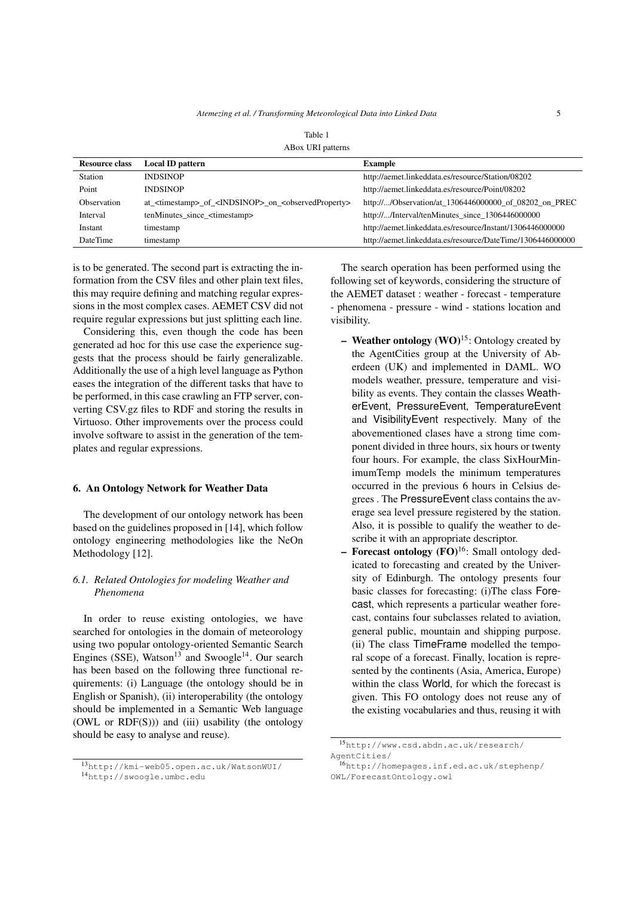Table 1

ABox URI patterns

| Resource class | Local ID pattern | Example |
|---|---|---|
| Station | INDSINOP | http://aemet.linkeddata.es/resource/Station/08202 |
| Point | INDSINOP | http://aemet.linkeddata.es/resource/Point/08202 |
| Observation | at_<timestamp>_of_<INDSINOP>_on_<observedProperty> | http://.../Observation/at_1306446000000_of_08202_on_PREC |
| Interval | tenMinutes_since_<timestamp> | http://.../Interval/tenMinutes_since_1306446000000 |
| Instant | timestamp | http://aemet.linkeddata.es/resource/Instant/1306446000000 |
| DateTime | timestamp | http://aemet.linkeddata.es/resource/DateTime/1306446000000 |

is to be generated. The second part is extracting the information from the CSV files and other plain text files, this may require defining and matching regular expressions in the most complex cases. AEMET CSV did not require regular expressions but just splitting each line.

Considering this, even though the code has been generated ad hoc for this use case the experience suggests that the process should be fairly generalizable. Additionally the use of a high level language as Python eases the integration of the different tasks that have to be performed, in this case crawling an FTP server, converting CSV.gz files to RDF and storing the results in Virtuoso. Other improvements over the process could involve software to assist in the generation of the templates and regular expressions.

## 6. An Ontology Network for Weather Data

The development of our ontology network has been based on the guidelines proposed in [14], which follow ontology engineering methodologies like the NeOn Methodology [12].

### 6.1. Related Ontologies for modeling Weather and Phenomena

In order to reuse existing ontologies, we have searched for ontologies in the domain of meteorology using two popular ontology-oriented Semantic Search Engines (SSE), Watson[13] and Swoogle[14]. Our search has been based on the following three functional requirements: (i) Language (the ontology should be in English or Spanish), (ii) interoperability (the ontology should be implemented in a Semantic Web language (OWL or RDF(S))) and (iii) usability (the ontology should be easy to analyse and reuse).

The search operation has been performed using the following set of keywords, considering the structure of the AEMET dataset : weather - forecast - temperature - phenomena - pressure - wind - stations location and visibility.

- **Weather ontology (WO)**[15]: Ontology created by the AgentCities group at the University of Aberdeen (UK) and implemented in DAML. WO models weather, pressure, temperature and visibility as events. They contain the classes WeatherEvent, PressureEvent, TemperatureEvent and VisibilityEvent respectively. Many of the abovementioned clases have a strong time component divided in three hours, six hours or twenty four hours. For example, the class SixHourMinimumTemp models the minimum temperatures occurred in the previous 6 hours in Celsius degrees . The PressureEvent class contains the average sea level pressure registered by the station. Also, it is possible to qualify the weather to describe it with an appropriate descriptor.
- **Forecast ontology (FO)**[16]: Small ontology dedicated to forecasting and created by the University of Edinburgh. The ontology presents four basic classes for forecasting: (i)The class Forecast, which represents a particular weather forecast, contains four subclasses related to aviation, general public, mountain and shipping purpose. (ii) The class TimeFrame modelled the temporal scope of a forecast. Finally, location is represented by the continents (Asia, America, Europe) within the class World, for which the forecast is given. This FO ontology does not reuse any of the existing vocabularies and thus, reusing it with

[13]http://kmi-web05.open.ac.uk/WatsonWUI/

[14]http://swoogle.umbc.edu

[15]http://www.csd.abdn.ac.uk/research/AgentCities/

[16]http://homepages.inf.ed.ac.uk/stephenp/OWL/ForecastOntology.owl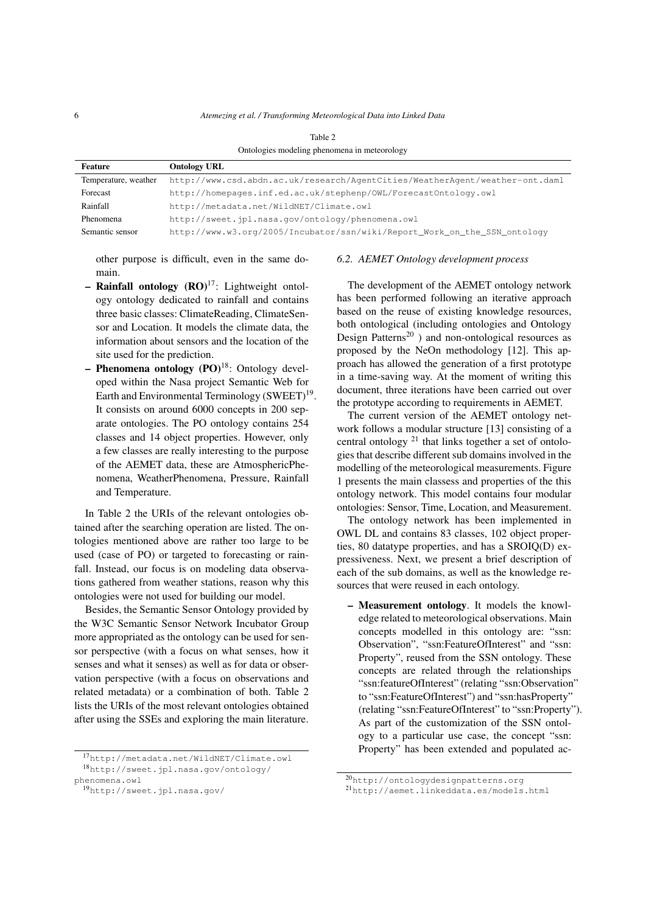Table 2

Ontologies modeling phenomena in meteorology

| Feature | Ontology URL |
|---|---|
| Temperature, weather | http://www.csd.abdn.ac.uk/research/AgentCities/WeatherAgent/weather-ont.daml |
| Forecast | http://homepages.inf.ed.ac.uk/stephenp/OWL/ForecastOntology.owl |
| Rainfall | http://metadata.net/WildNET/Climate.owl |
| Phenomena | http://sweet.jpl.nasa.gov/ontology/phenomena.owl |
| Semantic sensor | http://www.w3.org/2005/Incubator/ssn/wiki/Report_Work_on_the_SSN_ontology |

other purpose is difficult, even in the same domain.

- **Rainfall ontology (RO)**[17]: Lightweight ontology ontology dedicated to rainfall and contains three basic classes: ClimateReading, ClimateSensor and Location. It models the climate data, the information about sensors and the location of the site used for the prediction.
- **Phenomena ontology (PO)**[18]: Ontology developed within the Nasa project Semantic Web for Earth and Environmental Terminology (SWEET)[19]. It consists on around 6000 concepts in 200 separate ontologies. The PO ontology contains 254 classes and 14 object properties. However, only a few classes are really interesting to the purpose of the AEMET data, these are AtmosphericPhenomena, WeatherPhenomena, Pressure, Rainfall and Temperature.

In Table 2 the URIs of the relevant ontologies obtained after the searching operation are listed. The ontologies mentioned above are rather too large to be used (case of PO) or targeted to forecasting or rainfall. Instead, our focus is on modeling data observations gathered from weather stations, reason why this ontologies were not used for building our model.

Besides, the Semantic Sensor Ontology provided by the W3C Semantic Sensor Network Incubator Group more appropriated as the ontology can be used for sensor perspective (with a focus on what senses, how it senses and what it senses) as well as for data or observation perspective (with a focus on observations and related metadata) or a combination of both. Table 2 lists the URIs of the most relevant ontologies obtained after using the SSEs and exploring the main literature.

[17]http://metadata.net/WildNET/Climate.owl

[18]http://sweet.jpl.nasa.gov/ontology/phenomena.owl

[19]http://sweet.jpl.nasa.gov/

### *6.2. AEMET Ontology development process*

The development of the AEMET ontology network has been performed following an iterative approach based on the reuse of existing knowledge resources, both ontological (including ontologies and Ontology Design Patterns[20] ) and non-ontological resources as proposed by the NeOn methodology [12]. This approach has allowed the generation of a first prototype in a time-saving way. At the moment of writing this document, three iterations have been carried out over the prototype according to requirements in AEMET.

The current version of the AEMET ontology network follows a modular structure [13] consisting of a central ontology [21] that links together a set of ontologies that describe different sub domains involved in the modelling of the meteorological measurements. Figure 1 presents the main classess and properties of the this ontology network. This model contains four modular ontologies: Sensor, Time, Location, and Measurement.

The ontology network has been implemented in OWL DL and contains 83 classes, 102 object properties, 80 datatype properties, and has a SROIQ(D) expressiveness. Next, we present a brief description of each of the sub domains, as well as the knowledge resources that were reused in each ontology.

- **Measurement ontology**. It models the knowledge related to meteorological observations. Main concepts modelled in this ontology are: "ssn: Observation", "ssn:FeatureOfInterest" and "ssn: Property", reused from the SSN ontology. These concepts are related through the relationships "ssn:featureOfInterest" (relating "ssn:Observation" to "ssn:FeatureOfInterest") and "ssn:hasProperty" (relating "ssn:FeatureOfInterest" to "ssn:Property"). As part of the customization of the SSN ontology to a particular use case, the concept "ssn: Property" has been extended and populated ac-

[20]http://ontologydesignpatterns.org

[21]http://aemet.linkeddata.es/models.html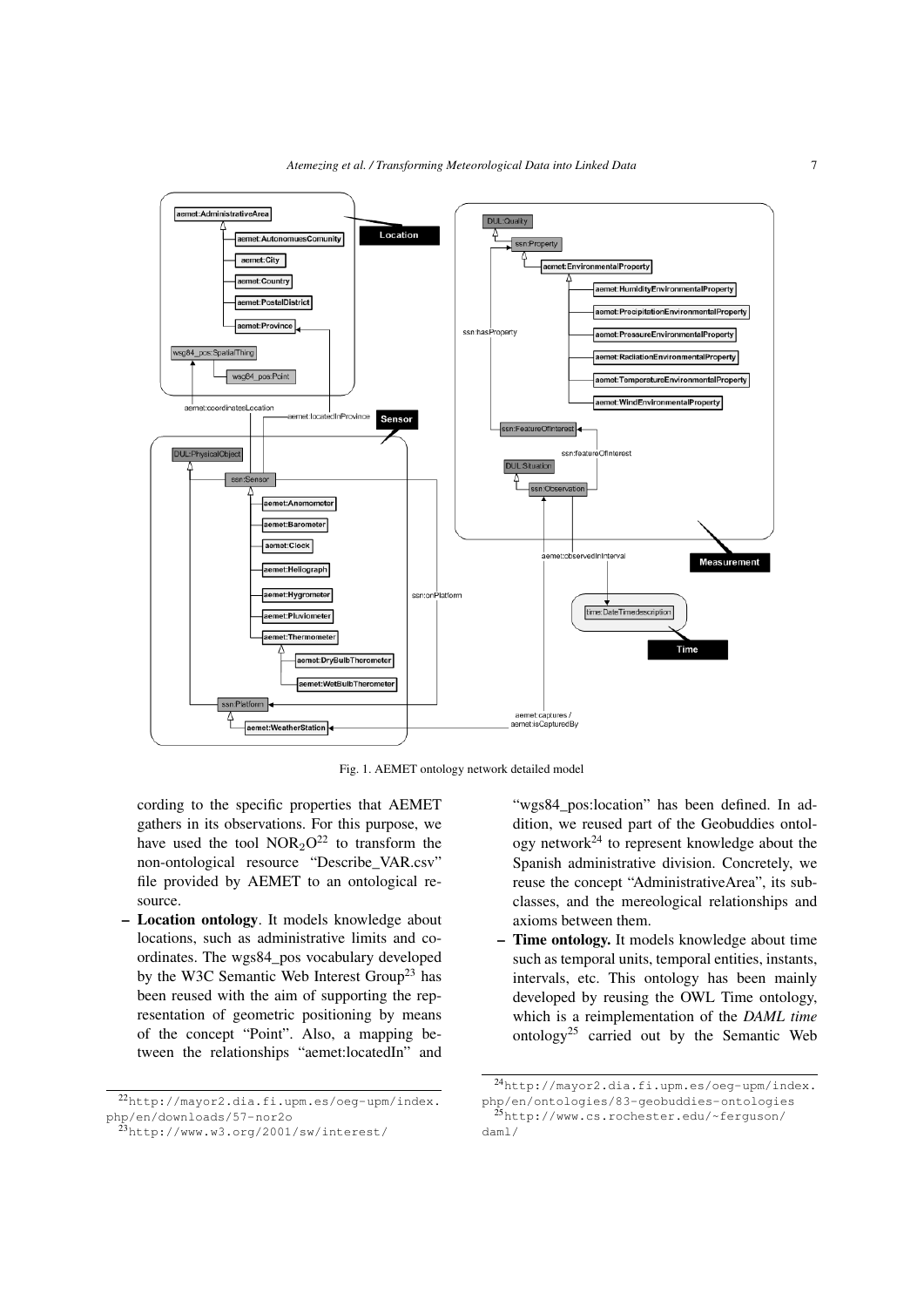Fig. 1. AEMET ontology network detailed model

cording to the specific properties that AEMET gathers in its observations. For this purpose, we have used the tool $NOR_2O$[22] to transform the non-ontological resource "Describe_VAR.csv" file provided by AEMET to an ontological resource.

- **Location ontology**. It models knowledge about locations, such as administrative limits and coordinates. The wgs84_pos vocabulary developed by the W3C Semantic Web Interest Group[23] has been reused with the aim of supporting the representation of geometric positioning by means of the concept "Point". Also, a mapping between the relationships "aemet:locatedIn" and "wgs84_pos:location" has been defined. In addition, we reused part of the Geobuddies ontology network[24] to represent knowledge about the Spanish administrative division. Concretely, we reuse the concept "AdministrativeArea", its subclasses, and the mereological relationships and axioms between them.
- **Time ontology.** It models knowledge about time such as temporal units, temporal entities, instants, intervals, etc. This ontology has been mainly developed by reusing the OWL Time ontology, which is a reimplementation of the *DAML time* ontology[25] carried out by the Semantic Web

[22] http://mayor2.dia.fi.upm.es/oeg-upm/index.php/en/downloads/57-nor2o

[23] http://www.w3.org/2001/sw/interest/

[24] http://mayor2.dia.fi.upm.es/oeg-upm/index.php/en/ontologies/83-geobuddies-ontologies

[25] http://www.cs.rochester.edu/~ferguson/daml/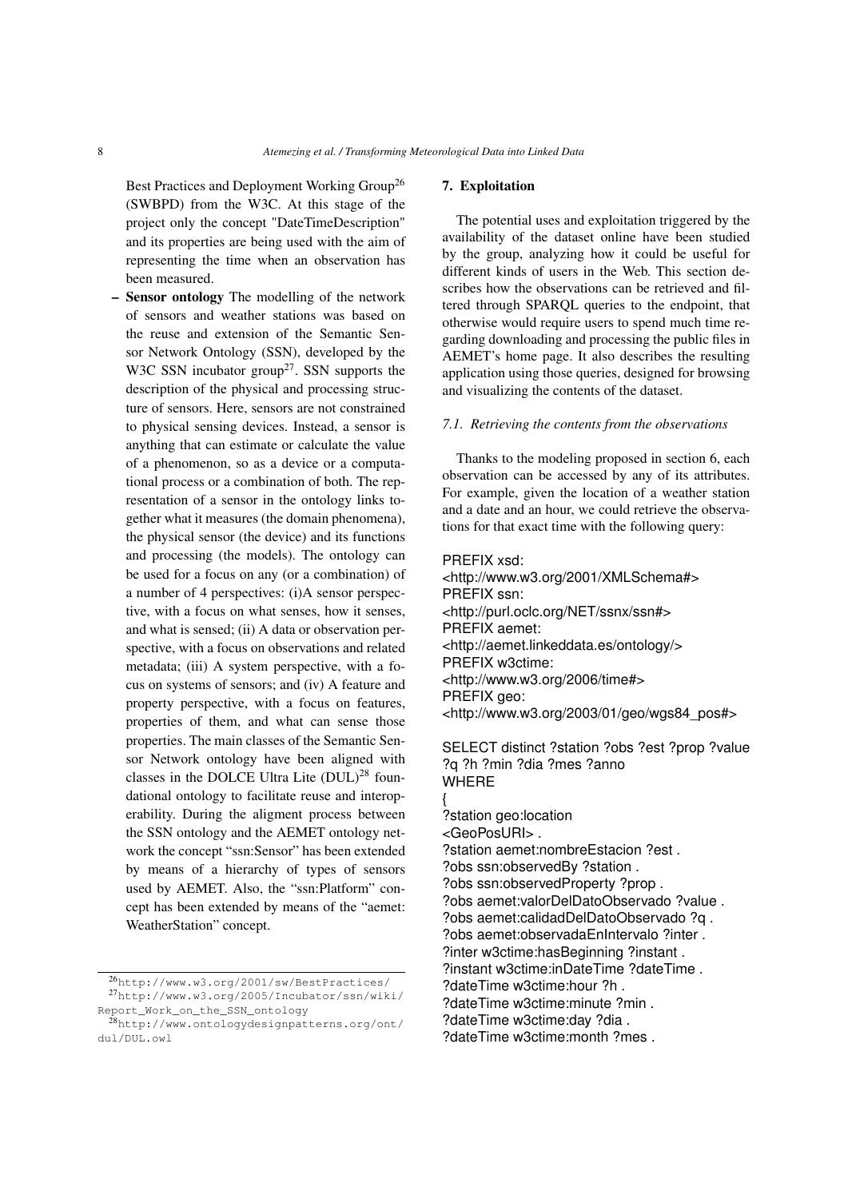Best Practices and Deployment Working Group[26] (SWBPD) from the W3C. At this stage of the project only the concept "DateTimeDescription" and its properties are being used with the aim of representing the time when an observation has been measured.

- **Sensor ontology** The modelling of the network of sensors and weather stations was based on the reuse and extension of the Semantic Sensor Network Ontology (SSN), developed by the W3C SSN incubator group[27]. SSN supports the description of the physical and processing structure of sensors. Here, sensors are not constrained to physical sensing devices. Instead, a sensor is anything that can estimate or calculate the value of a phenomenon, so as a device or a computational process or a combination of both. The representation of a sensor in the ontology links together what it measures (the domain phenomena), the physical sensor (the device) and its functions and processing (the models). The ontology can be used for a focus on any (or a combination) of a number of 4 perspectives: (i)A sensor perspective, with a focus on what senses, how it senses, and what is sensed; (ii) A data or observation perspective, with a focus on observations and related metadata; (iii) A system perspective, with a focus on systems of sensors; and (iv) A feature and property perspective, with a focus on features, properties of them, and what can sense those properties. The main classes of the Semantic Sensor Network ontology have been aligned with classes in the DOLCE Ultra Lite (DUL)[28] foundational ontology to facilitate reuse and interoperability. During the aligment process between the SSN ontology and the AEMET ontology network the concept "ssn:Sensor" has been extended by means of a hierarchy of types of sensors used by AEMET. Also, the "ssn:Platform" concept has been extended by means of the "aemet: WeatherStation" concept.

[26] http://www.w3.org/2001/sw/BestPractices/

[27] http://www.w3.org/2005/Incubator/ssn/wiki/Report_Work_on_the_SSN_ontology

[28] http://www.ontologydesignpatterns.org/ont/dul/DUL.owl

## 7. Exploitation

The potential uses and exploitation triggered by the availability of the dataset online have been studied by the group, analyzing how it could be useful for different kinds of users in the Web. This section describes how the observations can be retrieved and filtered through SPARQL queries to the endpoint, that otherwise would require users to spend much time regarding downloading and processing the public files in AEMET's home page. It also describes the resulting application using those queries, designed for browsing and visualizing the contents of the dataset.

### *7.1. Retrieving the contents from the observations*

Thanks to the modeling proposed in section 6, each observation can be accessed by any of its attributes. For example, given the location of a weather station and a date and an hour, we could retrieve the observations for that exact time with the following query:

```
PREFIX xsd:
<http://www.w3.org/2001/XMLSchema#>
PREFIX ssn:
<http://purl.oclc.org/NET/ssnx/ssn#>
PREFIX aemet:
<http://aemet.linkeddata.es/ontology/>
PREFIX w3ctime:
<http://www.w3.org/2006/time#>
PREFIX geo:
<http://www.w3.org/2003/01/geo/wgs84_pos#>

SELECT distinct ?station ?obs ?est ?prop ?value
?q ?h ?min ?dia ?mes ?anno
WHERE
{
?station geo:location
<GeoPosURI> .
?station aemet:nombreEstacion ?est .
?obs ssn:observedBy ?station .
?obs ssn:observedProperty ?prop .
?obs aemet:valorDelDatoObservado ?value .
?obs aemet:calidadDelDatoObservado ?q .
?obs aemet:observadaEnIntervalo ?inter .
?inter w3ctime:hasBeginning ?instant .
?instant w3ctime:inDateTime ?dateTime .
?dateTime w3ctime:hour ?h .
?dateTime w3ctime:minute ?min .
?dateTime w3ctime:day ?dia .
?dateTime w3ctime:month ?mes .
```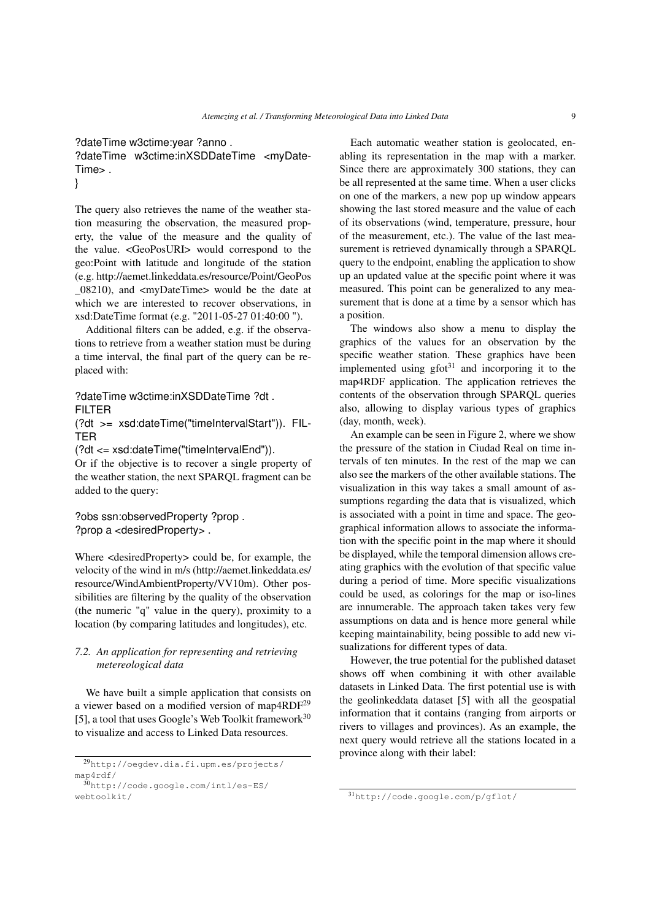```
?dateTime w3ctime:year ?anno .
?dateTime w3ctime:inXSDDateTime <myDateTime> .
}
```

The query also retrieves the name of the weather station measuring the observation, the measured property, the value of the measure and the quality of the value. <GeoPosURI> would correspond to the geo:Point with latitude and longitude of the station (e.g. http://aemet.linkeddata.es/resource/Point/GeoPos_08210), and <myDateTime> would be the date at which we are interested to recover observations, in xsd:DateTime format (e.g. "2011-05-27 01:40:00 ").

Additional filters can be added, e.g. if the observations to retrieve from a weather station must be during a time interval, the final part of the query can be replaced with:

```
?dateTime w3ctime:inXSDDateTime ?dt .
FILTER
(?dt >= xsd:dateTime("timeIntervalStart")). FILTER
(?dt <= xsd:dateTime("timeIntervalEnd")).
```

Or if the objective is to recover a single property of the weather station, the next SPARQL fragment can be added to the query:

```
?obs ssn:observedProperty ?prop .
?prop a <desiredProperty> .
```

Where <desiredProperty> could be, for example, the velocity of the wind in m/s (http://aemet.linkeddata.es/resource/WindAmbientProperty/VV10m). Other possibilities are filtering by the quality of the observation (the numeric "q" value in the query), proximity to a location (by comparing latitudes and longitudes), etc.

### *7.2. An application for representing and retrieving metereological data*

We have built a simple application that consists on a viewer based on a modified version of map4RDF[29] [5], a tool that uses Google's Web Toolkit framework[30] to visualize and access to Linked Data resources.

Each automatic weather station is geolocated, enabling its representation in the map with a marker. Since there are approximately 300 stations, they can be all represented at the same time. When a user clicks on one of the markers, a new pop up window appears showing the last stored measure and the value of each of its observations (wind, temperature, pressure, hour of the measurement, etc.). The value of the last measurement is retrieved dynamically through a SPARQL query to the endpoint, enabling the application to show up an updated value at the specific point where it was measured. This point can be generalized to any measurement that is done at a time by a sensor which has a position.

The windows also show a menu to display the graphics of the values for an observation by the specific weather station. These graphics have been implemented using gfot[31] and incorporing it to the map4RDF application. The application retrieves the contents of the observation through SPARQL queries also, allowing to display various types of graphics (day, month, week).

An example can be seen in Figure 2, where we show the pressure of the station in Ciudad Real on time intervals of ten minutes. In the rest of the map we can also see the markers of the other available stations. The visualization in this way takes a small amount of assumptions regarding the data that is visualized, which is associated with a point in time and space. The geographical information allows to associate the information with the specific point in the map where it should be displayed, while the temporal dimension allows creating graphics with the evolution of that specific value during a period of time. More specific visualizations could be used, as colorings for the map or iso-lines are innumerable. The approach taken takes very few assumptions on data and is hence more general while keeping maintainability, being possible to add new visualizations for different types of data.

However, the true potential for the published dataset shows off when combining it with other available datasets in Linked Data. The first potential use is with the geolinkeddata dataset [5] with all the geospatial information that it contains (ranging from airports or rivers to villages and provinces). As an example, the next query would retrieve all the stations located in a province along with their label:

[29] http://oegdev.dia.fi.upm.es/projects/map4rdf/

[30] http://code.google.com/intl/es-ES/webtoolkit/

[31] http://code.google.com/p/gflot/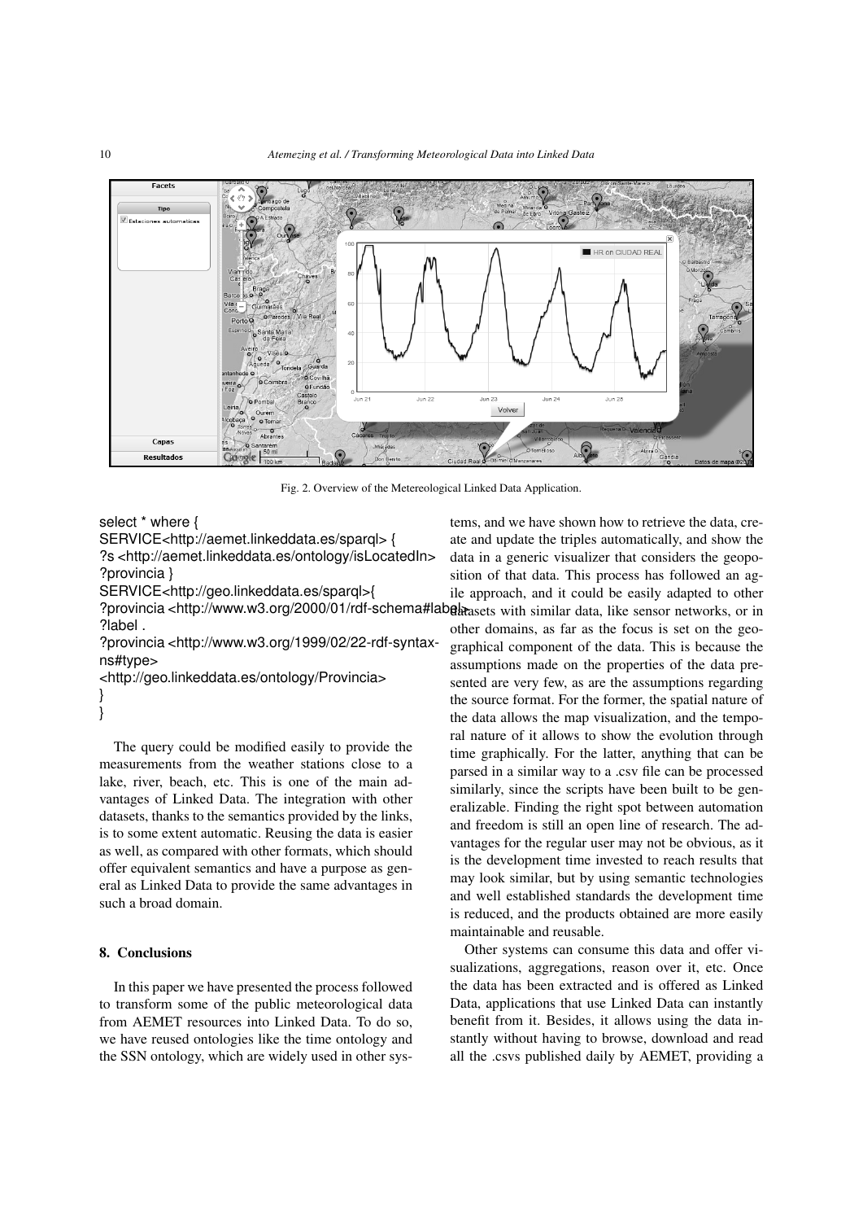Fig. 2. Overview of the Metereological Linked Data Application.

```
select * where {
SERVICE<http://aemet.linkeddata.es/sparql> {
?s <http://aemet.linkeddata.es/ontology/isLocatedIn>
?provincia }
SERVICE<http://geo.linkeddata.es/sparql>{
?provincia <http://www.w3.org/2000/01/rdf-schema#label>
?label .
?provincia <http://www.w3.org/1999/02/22-rdf-syntax-ns#type>
<http://geo.linkeddata.es/ontology/Provincia>
}
}
```

The query could be modified easily to provide the measurements from the weather stations close to a lake, river, beach, etc. This is one of the main advantages of Linked Data. The integration with other datasets, thanks to the semantics provided by the links, is to some extent automatic. Reusing the data is easier as well, as compared with other formats, which should offer equivalent semantics and have a purpose as general as Linked Data to provide the same advantages in such a broad domain.

## 8. Conclusions

In this paper we have presented the process followed to transform some of the public meteorological data from AEMET resources into Linked Data. To do so, we have reused ontologies like the time ontology and the SSN ontology, which are widely used in other systems, and we have shown how to retrieve the data, create and update the triples automatically, and show the data in a generic visualizer that considers the geoposition of that data. This process has followed an agile approach, and it could be easily adapted to other datasets with similar data, like sensor networks, or in other domains, as far as the focus is set on the geographical component of the data. This is because the assumptions made on the properties of the data presented are very few, as are the assumptions regarding the source format. For the former, the spatial nature of the data allows the map visualization, and the temporal nature of it allows to show the evolution through time graphically. For the latter, anything that can be parsed in a similar way to a .csv file can be processed similarly, since the scripts have been built to be generalizable. Finding the right spot between automation and freedom is still an open line of research. The advantages for the regular user may not be obvious, as it is the development time invested to reach results that may look similar, but by using semantic technologies and well established standards the development time is reduced, and the products obtained are more easily maintainable and reusable.

Other systems can consume this data and offer visualizations, aggregations, reason over it, etc. Once the data has been extracted and is offered as Linked Data, applications that use Linked Data can instantly benefit from it. Besides, it allows using the data instantly without having to browse, download and read all the .csvs published daily by AEMET, providing a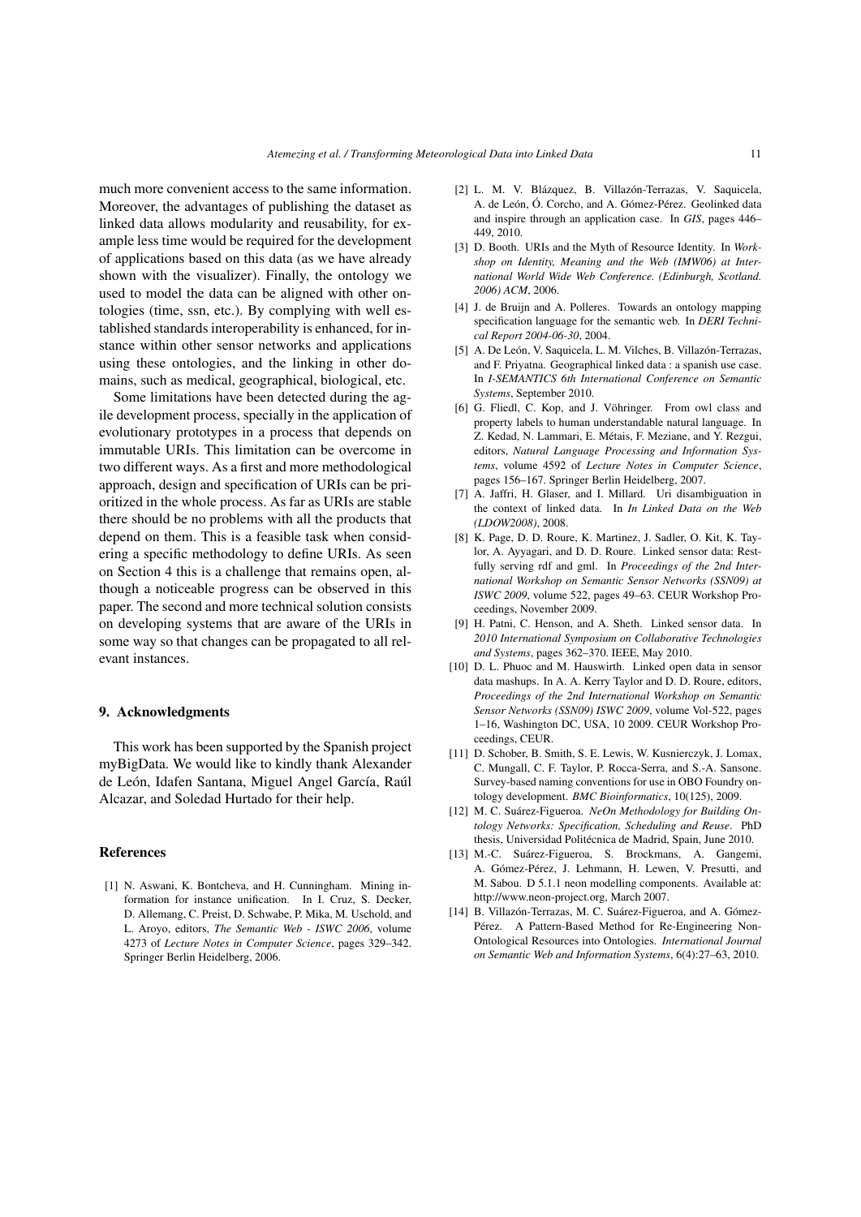much more convenient access to the same information. Moreover, the advantages of publishing the dataset as linked data allows modularity and reusability, for example less time would be required for the development of applications based on this data (as we have already shown with the visualizer). Finally, the ontology we used to model the data can be aligned with other ontologies (time, ssn, etc.). By complying with well established standards interoperability is enhanced, for instance within other sensor networks and applications using these ontologies, and the linking in other domains, such as medical, geographical, biological, etc.

Some limitations have been detected during the agile development process, specially in the application of evolutionary prototypes in a process that depends on immutable URIs. This limitation can be overcome in two different ways. As a first and more methodological approach, design and specification of URIs can be prioritized in the whole process. As far as URIs are stable there should be no problems with all the products that depend on them. This is a feasible task when considering a specific methodology to define URIs. As seen on Section 4 this is a challenge that remains open, although a noticeable progress can be observed in this paper. The second and more technical solution consists on developing systems that are aware of the URIs in some way so that changes can be propagated to all relevant instances.

## 9. Acknowledgments

This work has been supported by the Spanish project myBigData. We would like to kindly thank Alexander de León, Idafen Santana, Miguel Angel García, Raúl Alcazar, and Soledad Hurtado for their help.

## References

[1] N. Aswani, K. Bontcheva, and H. Cunningham. Mining information for instance unification. In I. Cruz, S. Decker, D. Allemang, C. Preist, D. Schwabe, P. Mika, M. Uschold, and L. Aroyo, editors, *The Semantic Web - ISWC 2006*, volume 4273 of *Lecture Notes in Computer Science*, pages 329–342. Springer Berlin Heidelberg, 2006.

[2] L. M. V. Blázquez, B. Villazón-Terrazas, V. Saquicela, A. de León, Ó. Corcho, and A. Gómez-Pérez. Geolinked data and inspire through an application case. In *GIS*, pages 446–449, 2010.

[3] D. Booth. URIs and the Myth of Resource Identity. In *Workshop on Identity, Meaning and the Web (IMW06) at International World Wide Web Conference. (Edinburgh, Scotland. 2006) ACM*, 2006.

[4] J. de Bruijn and A. Polleres. Towards an ontology mapping specification language for the semantic web. In *DERI Technical Report 2004-06-30*, 2004.

[5] A. De León, V. Saquicela, L. M. Vilches, B. Villazón-Terrazas, and F. Priyatna. Geographical linked data : a spanish use case. In *I-SEMANTICS 6th International Conference on Semantic Systems*, September 2010.

[6] G. Fliedl, C. Kop, and J. Vöhringer. From owl class and property labels to human understandable natural language. In Z. Kedad, N. Lammari, E. Métais, F. Meziane, and Y. Rezgui, editors, *Natural Language Processing and Information Systems*, volume 4592 of *Lecture Notes in Computer Science*, pages 156–167. Springer Berlin Heidelberg, 2007.

[7] A. Jaffri, H. Glaser, and I. Millard. Uri disambiguation in the context of linked data. In *In Linked Data on the Web (LDOW2008)*, 2008.

[8] K. Page, D. D. Roure, K. Martinez, J. Sadler, O. Kit, K. Taylor, A. Ayyagari, and D. D. Roure. Linked sensor data: Restfully serving rdf and gml. In *Proceedings of the 2nd International Workshop on Semantic Sensor Networks (SSN09) at ISWC 2009*, volume 522, pages 49–63. CEUR Workshop Proceedings, November 2009.

[9] H. Patni, C. Henson, and A. Sheth. Linked sensor data. In *2010 International Symposium on Collaborative Technologies and Systems*, pages 362–370. IEEE, May 2010.

[10] D. L. Phuoc and M. Hauswirth. Linked open data in sensor data mashups. In A. A. Kerry Taylor and D. D. Roure, editors, *Proceedings of the 2nd International Workshop on Semantic Sensor Networks (SSN09) ISWC 2009*, volume Vol-522, pages 1–16, Washington DC, USA, 10 2009. CEUR Workshop Proceedings, CEUR.

[11] D. Schober, B. Smith, S. E. Lewis, W. Kusnierczyk, J. Lomax, C. Mungall, C. F. Taylor, P. Rocca-Serra, and S.-A. Sansone. Survey-based naming conventions for use in OBO Foundry ontology development. *BMC Bioinformatics*, 10(125), 2009.

[12] M. C. Suárez-Figueroa. *NeOn Methodology for Building Ontology Networks: Specification, Scheduling and Reuse*. PhD thesis, Universidad Politécnica de Madrid, Spain, June 2010.

[13] M.-C. Suárez-Figueroa, S. Brockmans, A. Gangemi, A. Gómez-Pérez, J. Lehmann, H. Lewen, V. Presutti, and M. Sabou. D 5.1.1 neon modelling components. Available at: http://www.neon-project.org, March 2007.

[14] B. Villazón-Terrazas, M. C. Suárez-Figueroa, and A. Gómez-Pérez. A Pattern-Based Method for Re-Engineering Non-Ontological Resources into Ontologies. *International Journal on Semantic Web and Information Systems*, 6(4):27–63, 2010.